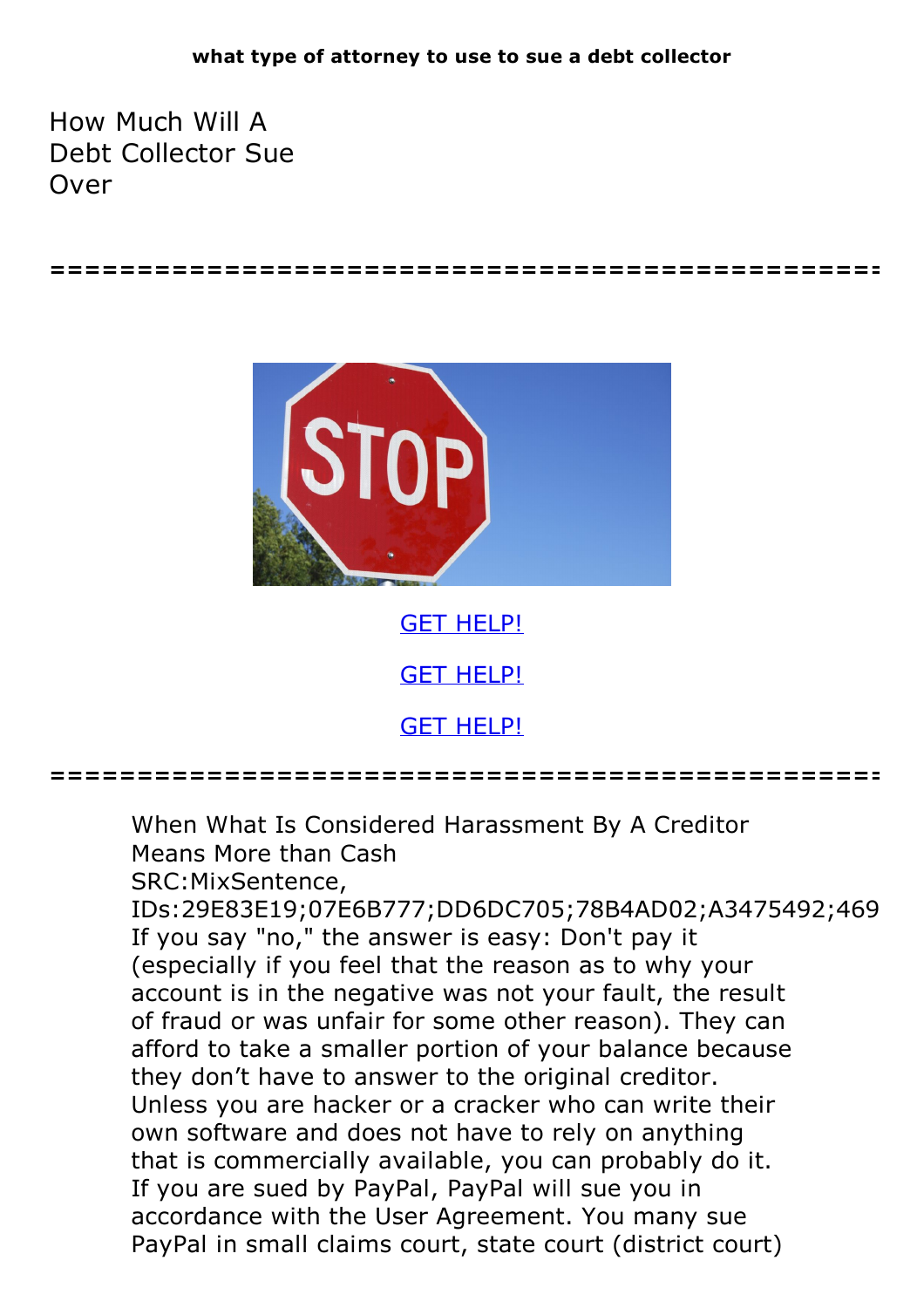**what type of attorney to use to sue a debt collector**

# How Much Will A Debt Collector Sue Over

================================================

GET HELP!

GET HELP!

GET HELP!

================================================

When What Is Considered Harassment By A Creditor Means More than Cash
SRC:MixSentence, IDs:29E83E19;07E6B777;DD6DC705;78B4AD02;A3475492;469
If you say "no," the answer is easy: Don't pay it (especially if you feel that the reason as to why your account is in the negative was not your fault, the result of fraud or was unfair for some other reason). They can afford to take a smaller portion of your balance because they don't have to answer to the original creditor. Unless you are hacker or a cracker who can write their own software and does not have to rely on anything that is commercially available, you can probably do it. If you are sued by PayPal, PayPal will sue you in accordance with the User Agreement. You many sue PayPal in small claims court, state court (district court)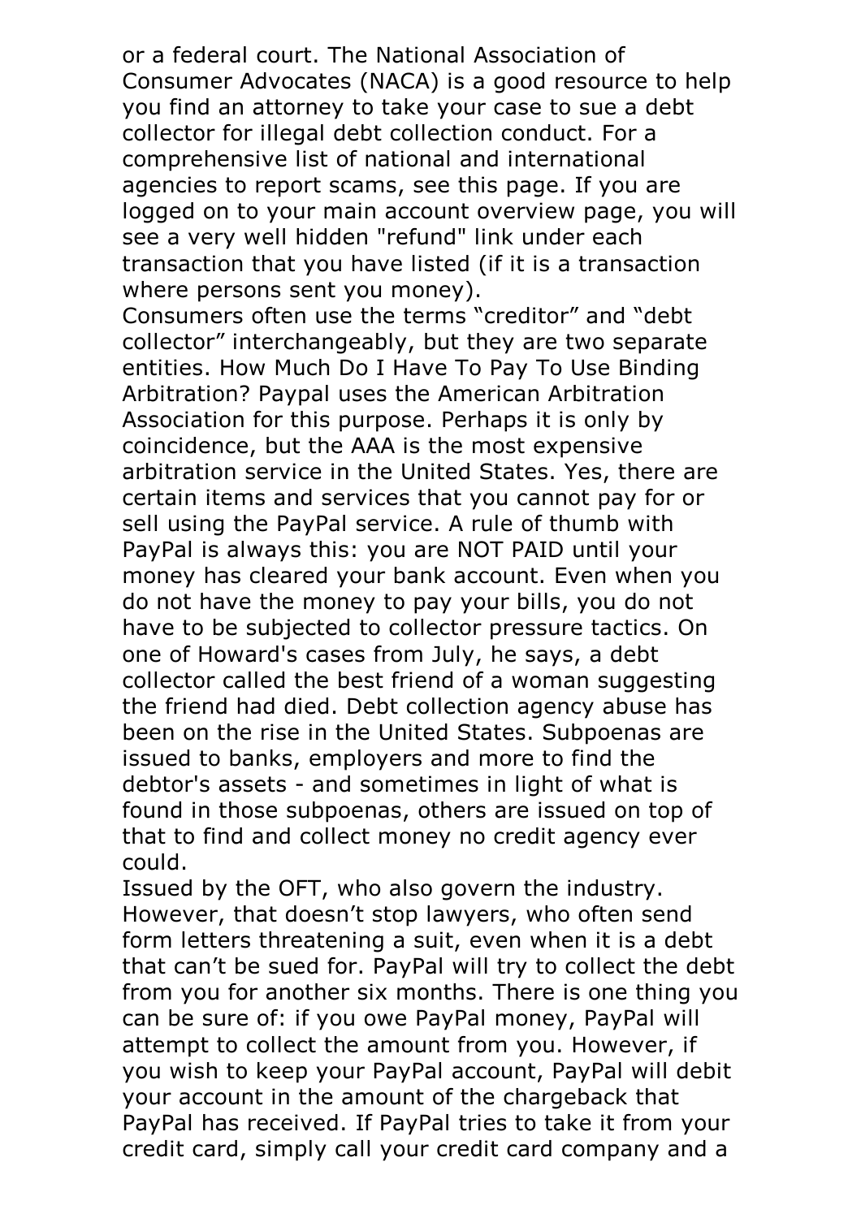or a federal court. The National Association of Consumer Advocates (NACA) is a good resource to help you find an attorney to take your case to sue a debt collector for illegal debt collection conduct. For a comprehensive list of national and international agencies to report scams, see this page. If you are logged on to your main account overview page, you will see a very well hidden "refund" link under each transaction that you have listed (if it is a transaction where persons sent you money).

Consumers often use the terms “creditor” and “debt collector” interchangeably, but they are two separate entities. How Much Do I Have To Pay To Use Binding Arbitration? Paypal uses the American Arbitration Association for this purpose. Perhaps it is only by coincidence, but the AAA is the most expensive arbitration service in the United States. Yes, there are certain items and services that you cannot pay for or sell using the PayPal service. A rule of thumb with PayPal is always this: you are NOT PAID until your money has cleared your bank account. Even when you do not have the money to pay your bills, you do not have to be subjected to collector pressure tactics. On one of Howard's cases from July, he says, a debt collector called the best friend of a woman suggesting the friend had died. Debt collection agency abuse has been on the rise in the United States. Subpoenas are issued to banks, employers and more to find the debtor's assets - and sometimes in light of what is found in those subpoenas, others are issued on top of that to find and collect money no credit agency ever could.

Issued by the OFT, who also govern the industry. However, that doesn’t stop lawyers, who often send form letters threatening a suit, even when it is a debt that can’t be sued for. PayPal will try to collect the debt from you for another six months. There is one thing you can be sure of: if you owe PayPal money, PayPal will attempt to collect the amount from you. However, if you wish to keep your PayPal account, PayPal will debit your account in the amount of the chargeback that PayPal has received. If PayPal tries to take it from your credit card, simply call your credit card company and a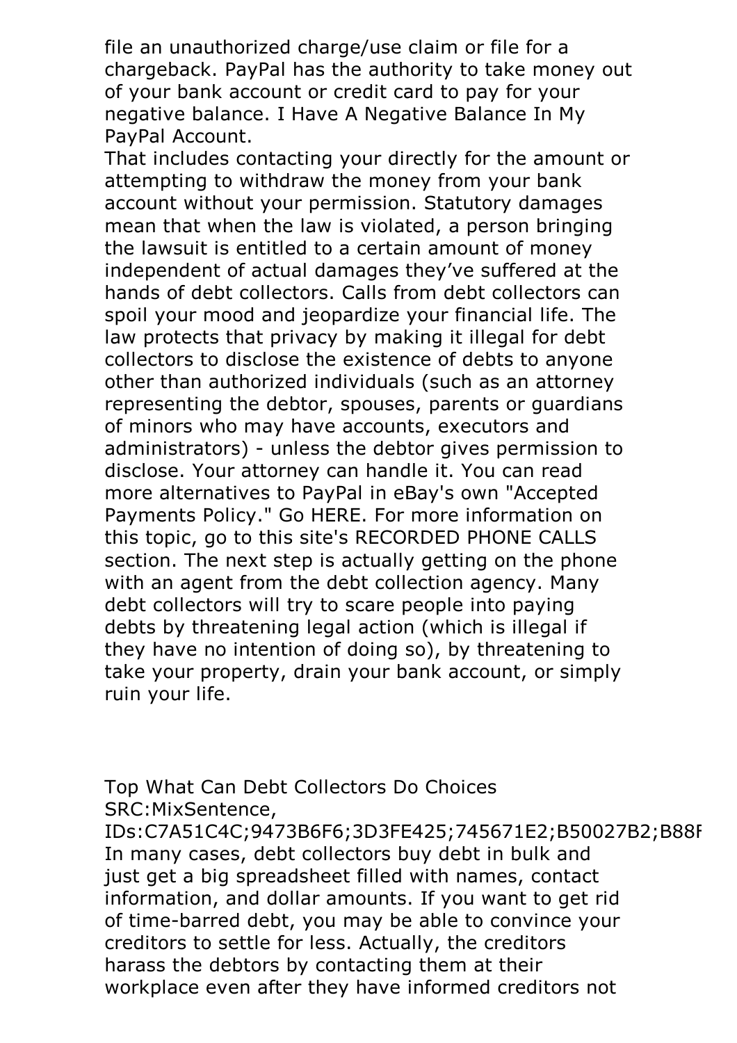file an unauthorized charge/use claim or file for a chargeback. PayPal has the authority to take money out of your bank account or credit card to pay for your negative balance. I Have A Negative Balance In My PayPal Account.

That includes contacting your directly for the amount or attempting to withdraw the money from your bank account without your permission. Statutory damages mean that when the law is violated, a person bringing the lawsuit is entitled to a certain amount of money independent of actual damages they've suffered at the hands of debt collectors. Calls from debt collectors can spoil your mood and jeopardize your financial life. The law protects that privacy by making it illegal for debt collectors to disclose the existence of debts to anyone other than authorized individuals (such as an attorney representing the debtor, spouses, parents or guardians of minors who may have accounts, executors and administrators) - unless the debtor gives permission to disclose. Your attorney can handle it. You can read more alternatives to PayPal in eBay's own "Accepted Payments Policy." Go HERE. For more information on this topic, go to this site's RECORDED PHONE CALLS section. The next step is actually getting on the phone with an agent from the debt collection agency. Many debt collectors will try to scare people into paying debts by threatening legal action (which is illegal if they have no intention of doing so), by threatening to take your property, drain your bank account, or simply ruin your life.

Top What Can Debt Collectors Do Choices
SRC:MixSentence,
IDs:C7A51C4C;9473B6F6;3D3FE425;745671E2;B50027B2;B88F
In many cases, debt collectors buy debt in bulk and just get a big spreadsheet filled with names, contact information, and dollar amounts. If you want to get rid of time-barred debt, you may be able to convince your creditors to settle for less. Actually, the creditors harass the debtors by contacting them at their workplace even after they have informed creditors not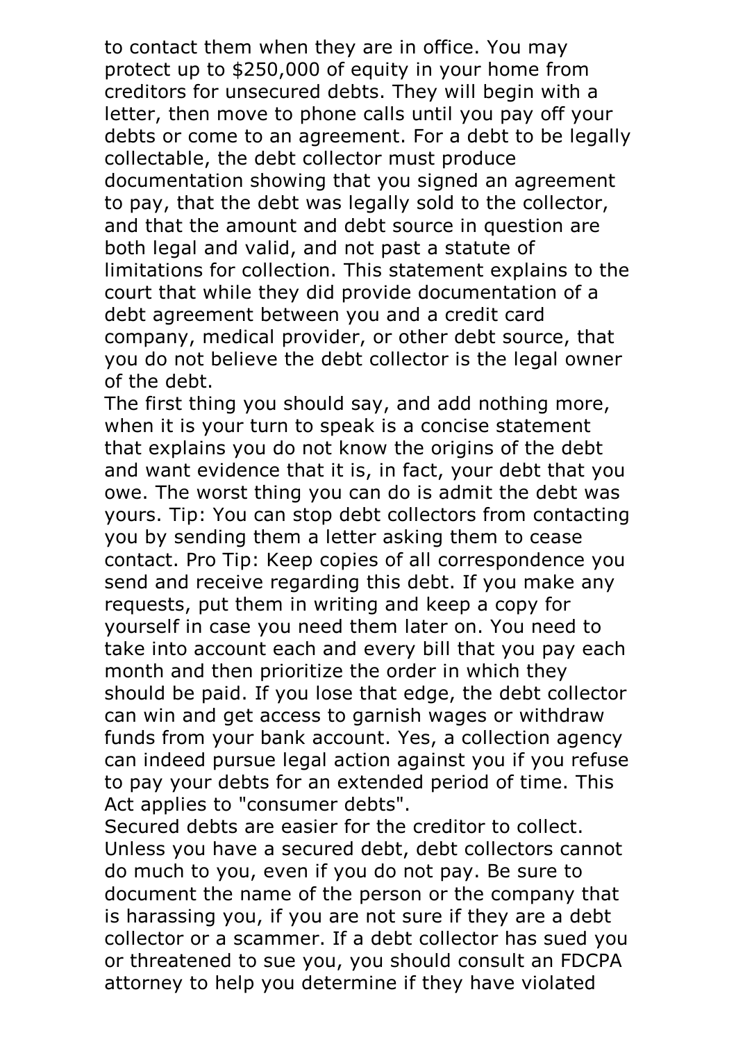to contact them when they are in office. You may protect up to $250,000 of equity in your home from creditors for unsecured debts. They will begin with a letter, then move to phone calls until you pay off your debts or come to an agreement. For a debt to be legally collectable, the debt collector must produce documentation showing that you signed an agreement to pay, that the debt was legally sold to the collector, and that the amount and debt source in question are both legal and valid, and not past a statute of limitations for collection. This statement explains to the court that while they did provide documentation of a debt agreement between you and a credit card company, medical provider, or other debt source, that you do not believe the debt collector is the legal owner of the debt.

The first thing you should say, and add nothing more, when it is your turn to speak is a concise statement that explains you do not know the origins of the debt and want evidence that it is, in fact, your debt that you owe. The worst thing you can do is admit the debt was yours. Tip: You can stop debt collectors from contacting you by sending them a letter asking them to cease contact. Pro Tip: Keep copies of all correspondence you send and receive regarding this debt. If you make any requests, put them in writing and keep a copy for yourself in case you need them later on. You need to take into account each and every bill that you pay each month and then prioritize the order in which they should be paid. If you lose that edge, the debt collector can win and get access to garnish wages or withdraw funds from your bank account. Yes, a collection agency can indeed pursue legal action against you if you refuse to pay your debts for an extended period of time. This Act applies to "consumer debts".

Secured debts are easier for the creditor to collect. Unless you have a secured debt, debt collectors cannot do much to you, even if you do not pay. Be sure to document the name of the person or the company that is harassing you, if you are not sure if they are a debt collector or a scammer. If a debt collector has sued you or threatened to sue you, you should consult an FDCPA attorney to help you determine if they have violated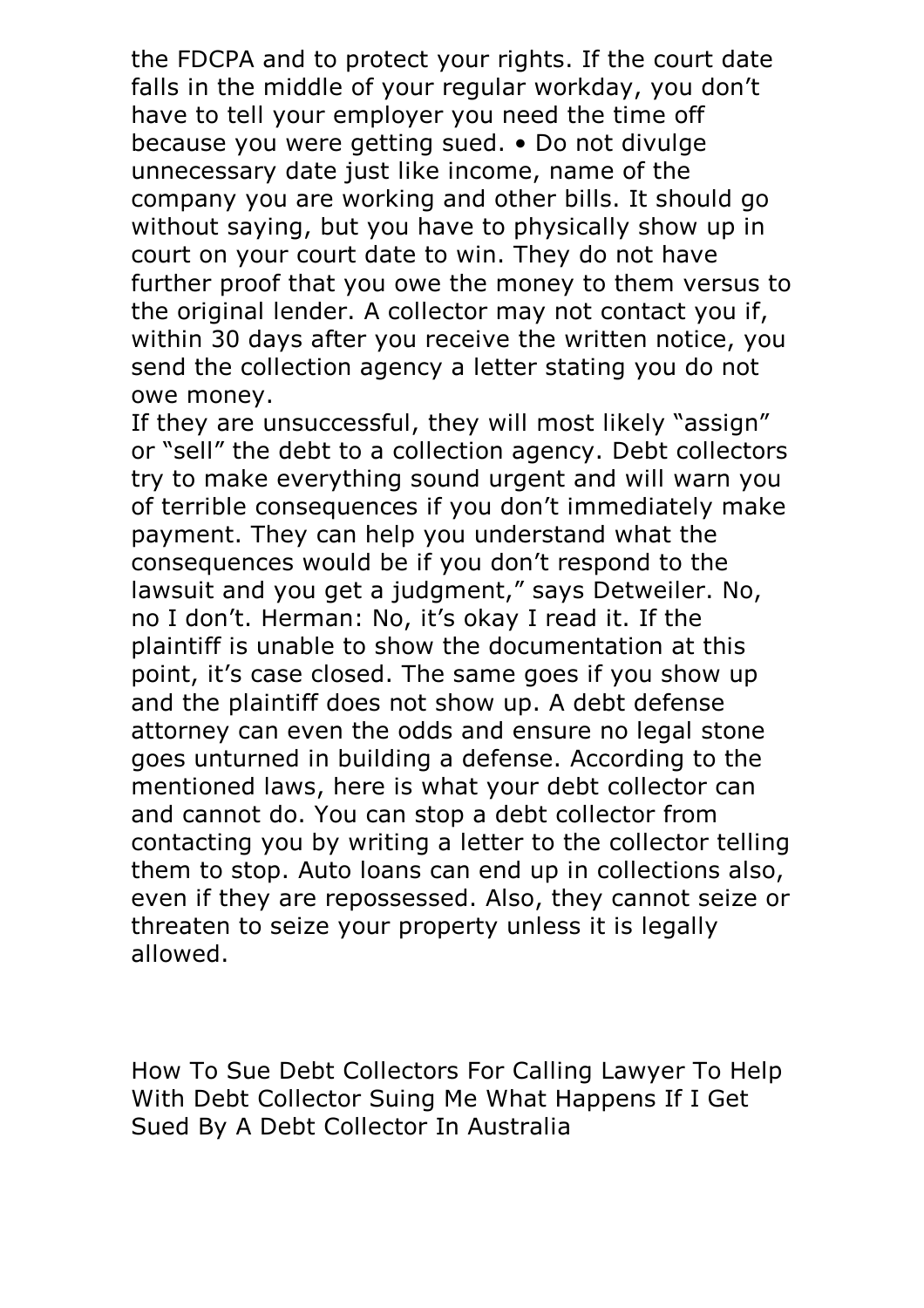the FDCPA and to protect your rights. If the court date falls in the middle of your regular workday, you don't have to tell your employer you need the time off because you were getting sued. • Do not divulge unnecessary date just like income, name of the company you are working and other bills. It should go without saying, but you have to physically show up in court on your court date to win. They do not have further proof that you owe the money to them versus to the original lender. A collector may not contact you if, within 30 days after you receive the written notice, you send the collection agency a letter stating you do not owe money.

If they are unsuccessful, they will most likely "assign" or "sell" the debt to a collection agency. Debt collectors try to make everything sound urgent and will warn you of terrible consequences if you don't immediately make payment. They can help you understand what the consequences would be if you don't respond to the lawsuit and you get a judgment," says Detweiler. No, no I don't. Herman: No, it's okay I read it. If the plaintiff is unable to show the documentation at this point, it's case closed. The same goes if you show up and the plaintiff does not show up. A debt defense attorney can even the odds and ensure no legal stone goes unturned in building a defense. According to the mentioned laws, here is what your debt collector can and cannot do. You can stop a debt collector from contacting you by writing a letter to the collector telling them to stop. Auto loans can end up in collections also, even if they are repossessed. Also, they cannot seize or threaten to seize your property unless it is legally allowed.

How To Sue Debt Collectors For Calling Lawyer To Help With Debt Collector Suing Me What Happens If I Get Sued By A Debt Collector In Australia